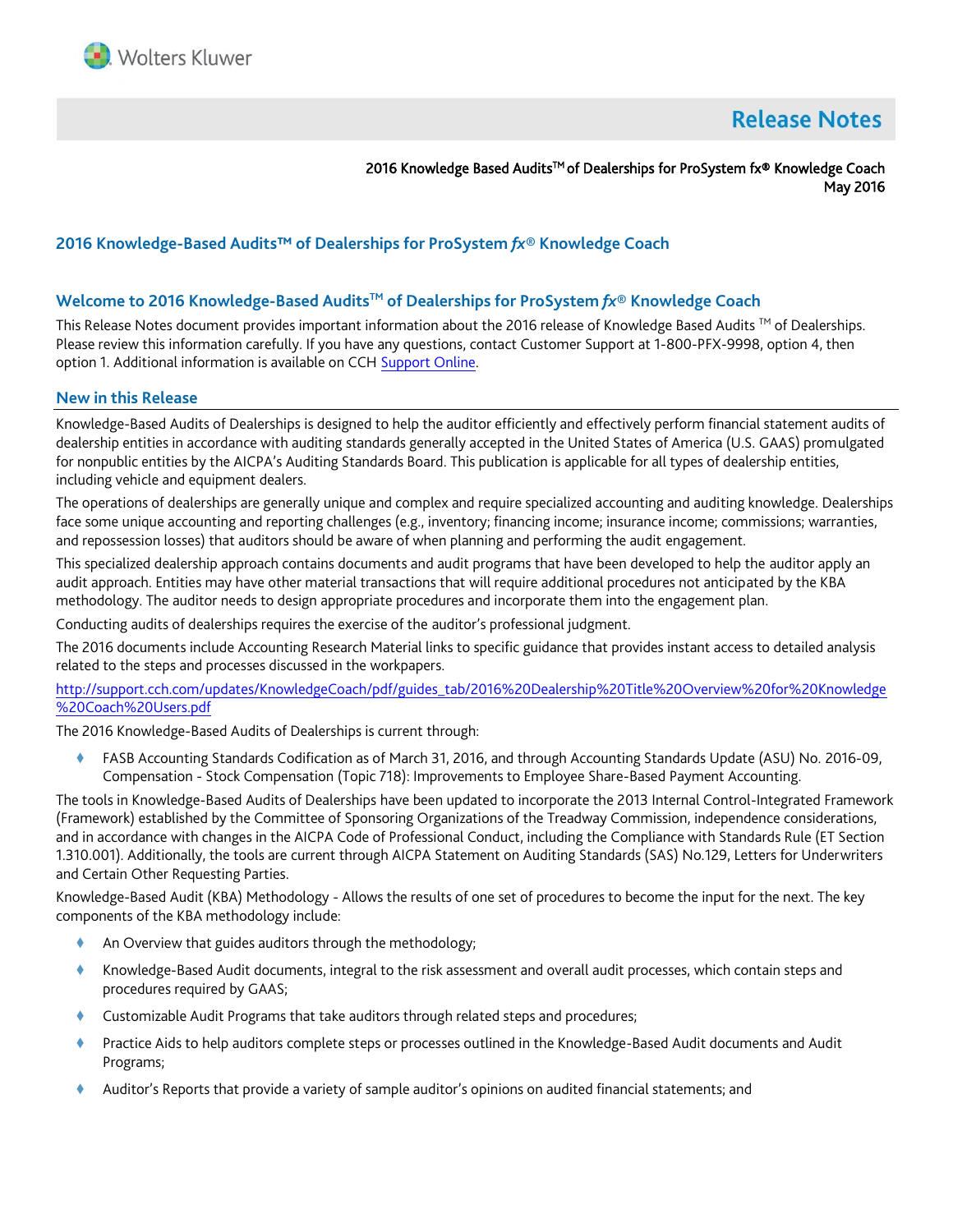Wolters Kluwer

# Release Notes

2016 Knowledge Based Audits™ of Dealerships for ProSystem fx® Knowledge Coach
May 2016

## 2016 Knowledge-Based Audits™ of Dealerships for ProSystem *fx*® Knowledge Coach

## Welcome to 2016 Knowledge-Based Audits™ of Dealerships for ProSystem *fx*® Knowledge Coach

This Release Notes document provides important information about the 2016 release of Knowledge Based Audits ™ of Dealerships. Please review this information carefully. If you have any questions, contact Customer Support at 1-800-PFX-9998, option 4, then option 1. Additional information is available on CCH [Support Online](Support Online).

## New in this Release

Knowledge-Based Audits of Dealerships is designed to help the auditor efficiently and effectively perform financial statement audits of dealership entities in accordance with auditing standards generally accepted in the United States of America (U.S. GAAS) promulgated for nonpublic entities by the AICPA's Auditing Standards Board. This publication is applicable for all types of dealership entities, including vehicle and equipment dealers.

The operations of dealerships are generally unique and complex and require specialized accounting and auditing knowledge. Dealerships face some unique accounting and reporting challenges (e.g., inventory; financing income; insurance income; commissions; warranties, and repossession losses) that auditors should be aware of when planning and performing the audit engagement.

This specialized dealership approach contains documents and audit programs that have been developed to help the auditor apply an audit approach. Entities may have other material transactions that will require additional procedures not anticipated by the KBA methodology. The auditor needs to design appropriate procedures and incorporate them into the engagement plan.

Conducting audits of dealerships requires the exercise of the auditor's professional judgment.

The 2016 documents include Accounting Research Material links to specific guidance that provides instant access to detailed analysis related to the steps and processes discussed in the workpapers.

http://support.cch.com/updates/KnowledgeCoach/pdf/guides_tab/2016%20Dealership%20Title%20Overview%20for%20Knowledge%20Coach%20Users.pdf

The 2016 Knowledge-Based Audits of Dealerships is current through:

- FASB Accounting Standards Codification as of March 31, 2016, and through Accounting Standards Update (ASU) No. 2016-09, Compensation - Stock Compensation (Topic 718): Improvements to Employee Share-Based Payment Accounting.

The tools in Knowledge-Based Audits of Dealerships have been updated to incorporate the 2013 Internal Control-Integrated Framework (Framework) established by the Committee of Sponsoring Organizations of the Treadway Commission, independence considerations, and in accordance with changes in the AICPA Code of Professional Conduct, including the Compliance with Standards Rule (ET Section 1.310.001). Additionally, the tools are current through AICPA Statement on Auditing Standards (SAS) No.129, Letters for Underwriters and Certain Other Requesting Parties.

Knowledge-Based Audit (KBA) Methodology - Allows the results of one set of procedures to become the input for the next. The key components of the KBA methodology include:

- An Overview that guides auditors through the methodology;
- Knowledge-Based Audit documents, integral to the risk assessment and overall audit processes, which contain steps and procedures required by GAAS;
- Customizable Audit Programs that take auditors through related steps and procedures;
- Practice Aids to help auditors complete steps or processes outlined in the Knowledge-Based Audit documents and Audit Programs;
- Auditor's Reports that provide a variety of sample auditor's opinions on audited financial statements; and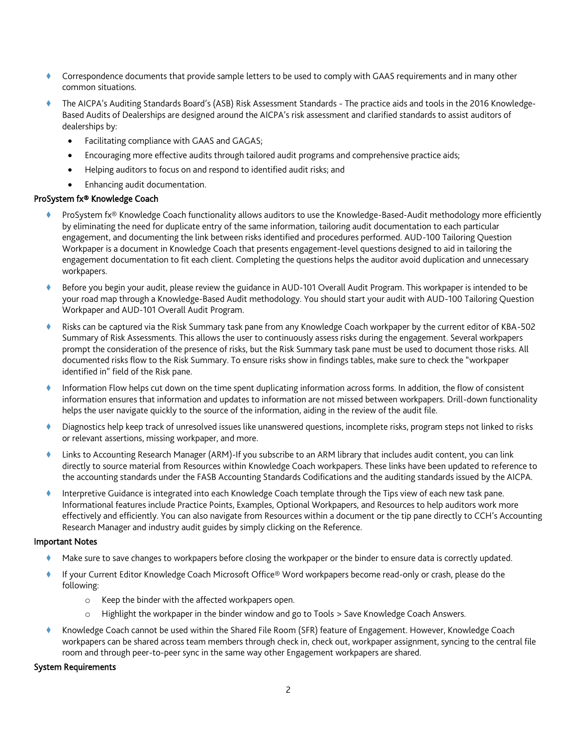- Correspondence documents that provide sample letters to be used to comply with GAAS requirements and in many other common situations.
- The AICPA's Auditing Standards Board's (ASB) Risk Assessment Standards - The practice aids and tools in the 2016 Knowledge-Based Audits of Dealerships are designed around the AICPA's risk assessment and clarified standards to assist auditors of dealerships by:
  - Facilitating compliance with GAAS and GAGAS;
  - Encouraging more effective audits through tailored audit programs and comprehensive practice aids;
  - Helping auditors to focus on and respond to identified audit risks; and
  - Enhancing audit documentation.

### ProSystem fx® Knowledge Coach

- ProSystem fx® Knowledge Coach functionality allows auditors to use the Knowledge-Based-Audit methodology more efficiently by eliminating the need for duplicate entry of the same information, tailoring audit documentation to each particular engagement, and documenting the link between risks identified and procedures performed. AUD-100 Tailoring Question Workpaper is a document in Knowledge Coach that presents engagement-level questions designed to aid in tailoring the engagement documentation to fit each client. Completing the questions helps the auditor avoid duplication and unnecessary workpapers.
- Before you begin your audit, please review the guidance in AUD-101 Overall Audit Program. This workpaper is intended to be your road map through a Knowledge-Based Audit methodology. You should start your audit with AUD-100 Tailoring Question Workpaper and AUD-101 Overall Audit Program.
- Risks can be captured via the Risk Summary task pane from any Knowledge Coach workpaper by the current editor of KBA-502 Summary of Risk Assessments. This allows the user to continuously assess risks during the engagement. Several workpapers prompt the consideration of the presence of risks, but the Risk Summary task pane must be used to document those risks. All documented risks flow to the Risk Summary. To ensure risks show in findings tables, make sure to check the "workpaper identified in" field of the Risk pane.
- Information Flow helps cut down on the time spent duplicating information across forms. In addition, the flow of consistent information ensures that information and updates to information are not missed between workpapers. Drill-down functionality helps the user navigate quickly to the source of the information, aiding in the review of the audit file.
- Diagnostics help keep track of unresolved issues like unanswered questions, incomplete risks, program steps not linked to risks or relevant assertions, missing workpaper, and more.
- Links to Accounting Research Manager (ARM)-If you subscribe to an ARM library that includes audit content, you can link directly to source material from Resources within Knowledge Coach workpapers. These links have been updated to reference to the accounting standards under the FASB Accounting Standards Codifications and the auditing standards issued by the AICPA.
- Interpretive Guidance is integrated into each Knowledge Coach template through the Tips view of each new task pane. Informational features include Practice Points, Examples, Optional Workpapers, and Resources to help auditors work more effectively and efficiently. You can also navigate from Resources within a document or the tip pane directly to CCH's Accounting Research Manager and industry audit guides by simply clicking on the Reference.

### Important Notes

- Make sure to save changes to workpapers before closing the workpaper or the binder to ensure data is correctly updated.
- If your Current Editor Knowledge Coach Microsoft Office® Word workpapers become read-only or crash, please do the following:
  - Keep the binder with the affected workpapers open.
  - Highlight the workpaper in the binder window and go to Tools > Save Knowledge Coach Answers.
- Knowledge Coach cannot be used within the Shared File Room (SFR) feature of Engagement. However, Knowledge Coach workpapers can be shared across team members through check in, check out, workpaper assignment, syncing to the central file room and through peer-to-peer sync in the same way other Engagement workpapers are shared.

### System Requirements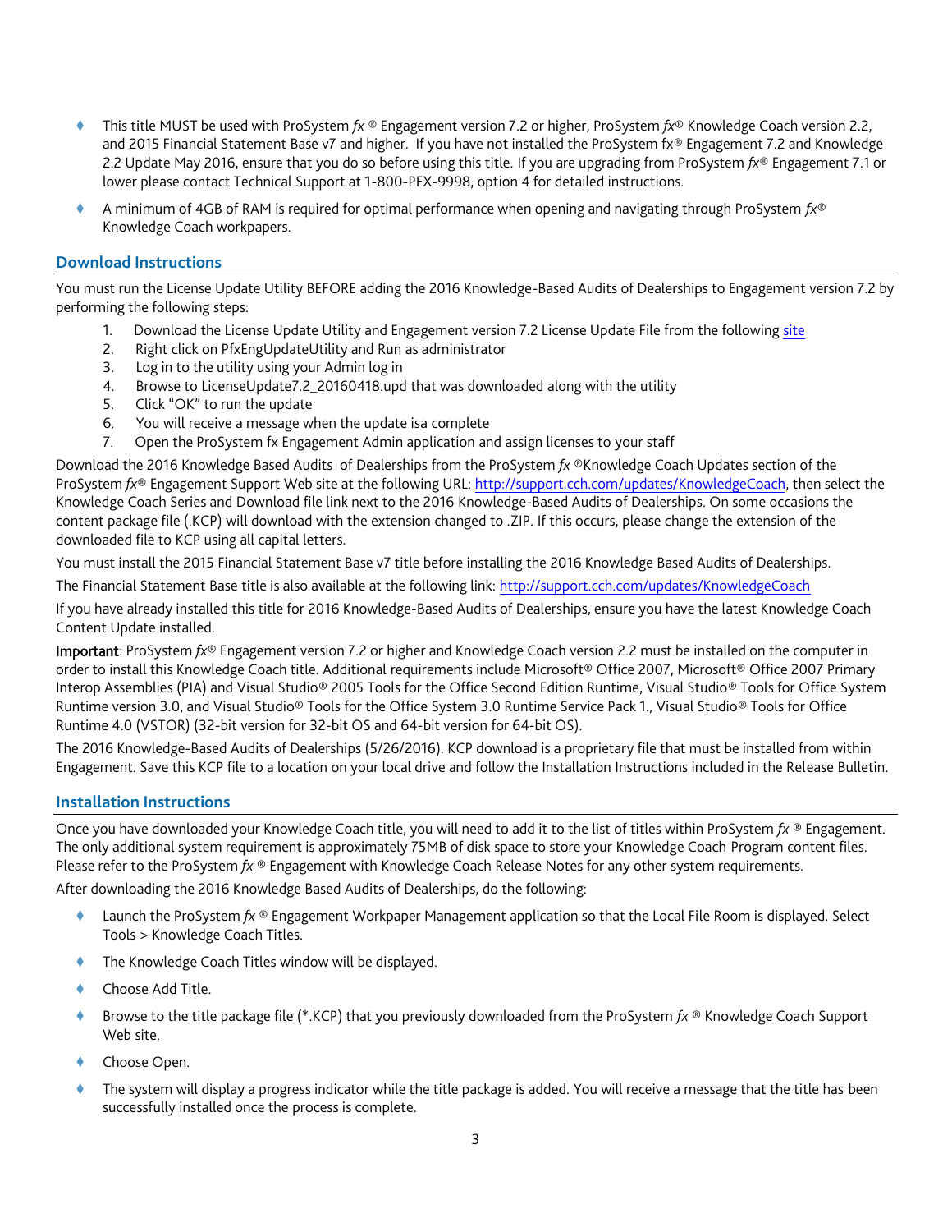- This title MUST be used with ProSystem *fx* ® Engagement version 7.2 or higher, ProSystem *fx*® Knowledge Coach version 2.2, and 2015 Financial Statement Base v7 and higher. If you have not installed the ProSystem fx® Engagement 7.2 and Knowledge 2.2 Update May 2016, ensure that you do so before using this title. If you are upgrading from ProSystem *fx*® Engagement 7.1 or lower please contact Technical Support at 1-800-PFX-9998, option 4 for detailed instructions.
- A minimum of 4GB of RAM is required for optimal performance when opening and navigating through ProSystem *fx*® Knowledge Coach workpapers.

## Download Instructions

You must run the License Update Utility BEFORE adding the 2016 Knowledge-Based Audits of Dealerships to Engagement version 7.2 by performing the following steps:

1. Download the License Update Utility and Engagement version 7.2 License Update File from the following site
2. Right click on PfxEngUpdateUtility and Run as administrator
3. Log in to the utility using your Admin log in
4. Browse to LicenseUpdate7.2_20160418.upd that was downloaded along with the utility
5. Click "OK" to run the update
6. You will receive a message when the update isa complete
7. Open the ProSystem fx Engagement Admin application and assign licenses to your staff

Download the 2016 Knowledge Based Audits of Dealerships from the ProSystem *fx* ®Knowledge Coach Updates section of the ProSystem *fx*® Engagement Support Web site at the following URL: http://support.cch.com/updates/KnowledgeCoach, then select the Knowledge Coach Series and Download file link next to the 2016 Knowledge-Based Audits of Dealerships. On some occasions the content package file (.KCP) will download with the extension changed to .ZIP. If this occurs, please change the extension of the downloaded file to KCP using all capital letters.

You must install the 2015 Financial Statement Base v7 title before installing the 2016 Knowledge Based Audits of Dealerships.

The Financial Statement Base title is also available at the following link: http://support.cch.com/updates/KnowledgeCoach

If you have already installed this title for 2016 Knowledge-Based Audits of Dealerships, ensure you have the latest Knowledge Coach Content Update installed.

**Important**: ProSystem *fx*® Engagement version 7.2 or higher and Knowledge Coach version 2.2 must be installed on the computer in order to install this Knowledge Coach title. Additional requirements include Microsoft® Office 2007, Microsoft® Office 2007 Primary Interop Assemblies (PIA) and Visual Studio® 2005 Tools for the Office Second Edition Runtime, Visual Studio® Tools for Office System Runtime version 3.0, and Visual Studio® Tools for the Office System 3.0 Runtime Service Pack 1., Visual Studio® Tools for Office Runtime 4.0 (VSTOR) (32-bit version for 32-bit OS and 64-bit version for 64-bit OS).

The 2016 Knowledge-Based Audits of Dealerships (5/26/2016). KCP download is a proprietary file that must be installed from within Engagement. Save this KCP file to a location on your local drive and follow the Installation Instructions included in the Release Bulletin.

## Installation Instructions

Once you have downloaded your Knowledge Coach title, you will need to add it to the list of titles within ProSystem *fx* ® Engagement. The only additional system requirement is approximately 75MB of disk space to store your Knowledge Coach Program content files. Please refer to the ProSystem *fx* ® Engagement with Knowledge Coach Release Notes for any other system requirements.

After downloading the 2016 Knowledge Based Audits of Dealerships, do the following:

- Launch the ProSystem *fx* ® Engagement Workpaper Management application so that the Local File Room is displayed. Select Tools > Knowledge Coach Titles.
- The Knowledge Coach Titles window will be displayed.
- Choose Add Title.
- Browse to the title package file (*.KCP) that you previously downloaded from the ProSystem *fx* ® Knowledge Coach Support Web site.
- Choose Open.
- The system will display a progress indicator while the title package is added. You will receive a message that the title has been successfully installed once the process is complete.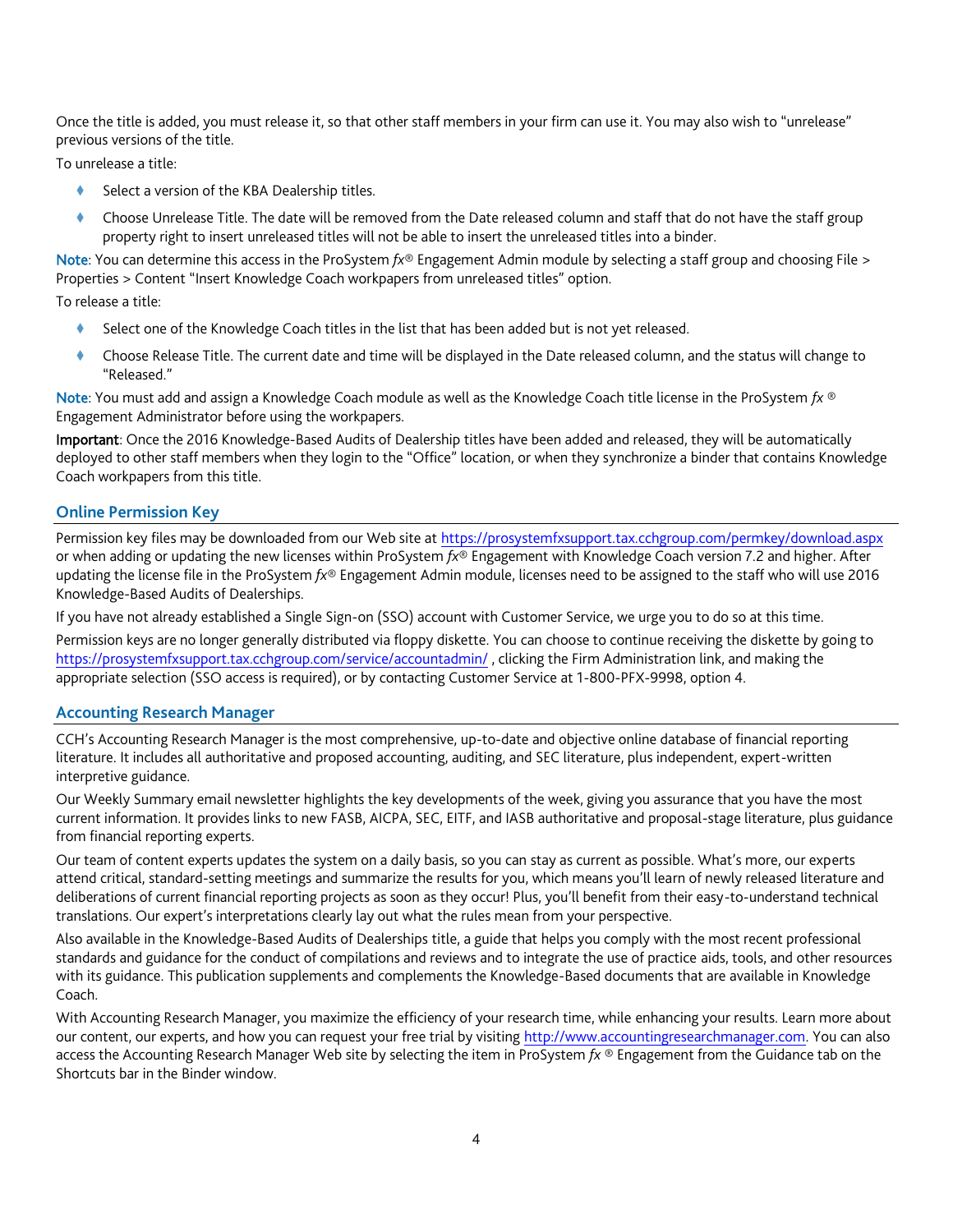Once the title is added, you must release it, so that other staff members in your firm can use it. You may also wish to “unrelease” previous versions of the title.

To unrelease a title:

- Select a version of the KBA Dealership titles.
- Choose Unrelease Title. The date will be removed from the Date released column and staff that do not have the staff group property right to insert unreleased titles will not be able to insert the unreleased titles into a binder.

**Note**: You can determine this access in the ProSystem *fx*® Engagement Admin module by selecting a staff group and choosing File > Properties > Content “Insert Knowledge Coach workpapers from unreleased titles” option.

To release a title:

- Select one of the Knowledge Coach titles in the list that has been added but is not yet released.
- Choose Release Title. The current date and time will be displayed in the Date released column, and the status will change to “Released.”

**Note**: You must add and assign a Knowledge Coach module as well as the Knowledge Coach title license in the ProSystem *fx* ® Engagement Administrator before using the workpapers.

**Important**: Once the 2016 Knowledge-Based Audits of Dealership titles have been added and released, they will be automatically deployed to other staff members when they login to the “Office” location, or when they synchronize a binder that contains Knowledge Coach workpapers from this title.

## Online Permission Key

Permission key files may be downloaded from our Web site at https://prosystemfxsupport.tax.cchgroup.com/permkey/download.aspx or when adding or updating the new licenses within ProSystem *fx*® Engagement with Knowledge Coach version 7.2 and higher. After updating the license file in the ProSystem *fx*® Engagement Admin module, licenses need to be assigned to the staff who will use 2016 Knowledge-Based Audits of Dealerships.

If you have not already established a Single Sign-on (SSO) account with Customer Service, we urge you to do so at this time.

Permission keys are no longer generally distributed via floppy diskette. You can choose to continue receiving the diskette by going to https://prosystemfxsupport.tax.cchgroup.com/service/accountadmin/ , clicking the Firm Administration link, and making the appropriate selection (SSO access is required), or by contacting Customer Service at 1-800-PFX-9998, option 4.

## Accounting Research Manager

CCH’s Accounting Research Manager is the most comprehensive, up-to-date and objective online database of financial reporting literature. It includes all authoritative and proposed accounting, auditing, and SEC literature, plus independent, expert-written interpretive guidance.

Our Weekly Summary email newsletter highlights the key developments of the week, giving you assurance that you have the most current information. It provides links to new FASB, AICPA, SEC, EITF, and IASB authoritative and proposal-stage literature, plus guidance from financial reporting experts.

Our team of content experts updates the system on a daily basis, so you can stay as current as possible. What’s more, our experts attend critical, standard-setting meetings and summarize the results for you, which means you’ll learn of newly released literature and deliberations of current financial reporting projects as soon as they occur! Plus, you’ll benefit from their easy-to-understand technical translations. Our expert’s interpretations clearly lay out what the rules mean from your perspective.

Also available in the Knowledge-Based Audits of Dealerships title, a guide that helps you comply with the most recent professional standards and guidance for the conduct of compilations and reviews and to integrate the use of practice aids, tools, and other resources with its guidance. This publication supplements and complements the Knowledge-Based documents that are available in Knowledge Coach.

With Accounting Research Manager, you maximize the efficiency of your research time, while enhancing your results. Learn more about our content, our experts, and how you can request your free trial by visiting http://www.accountingresearchmanager.com. You can also access the Accounting Research Manager Web site by selecting the item in ProSystem *fx* ® Engagement from the Guidance tab on the Shortcuts bar in the Binder window.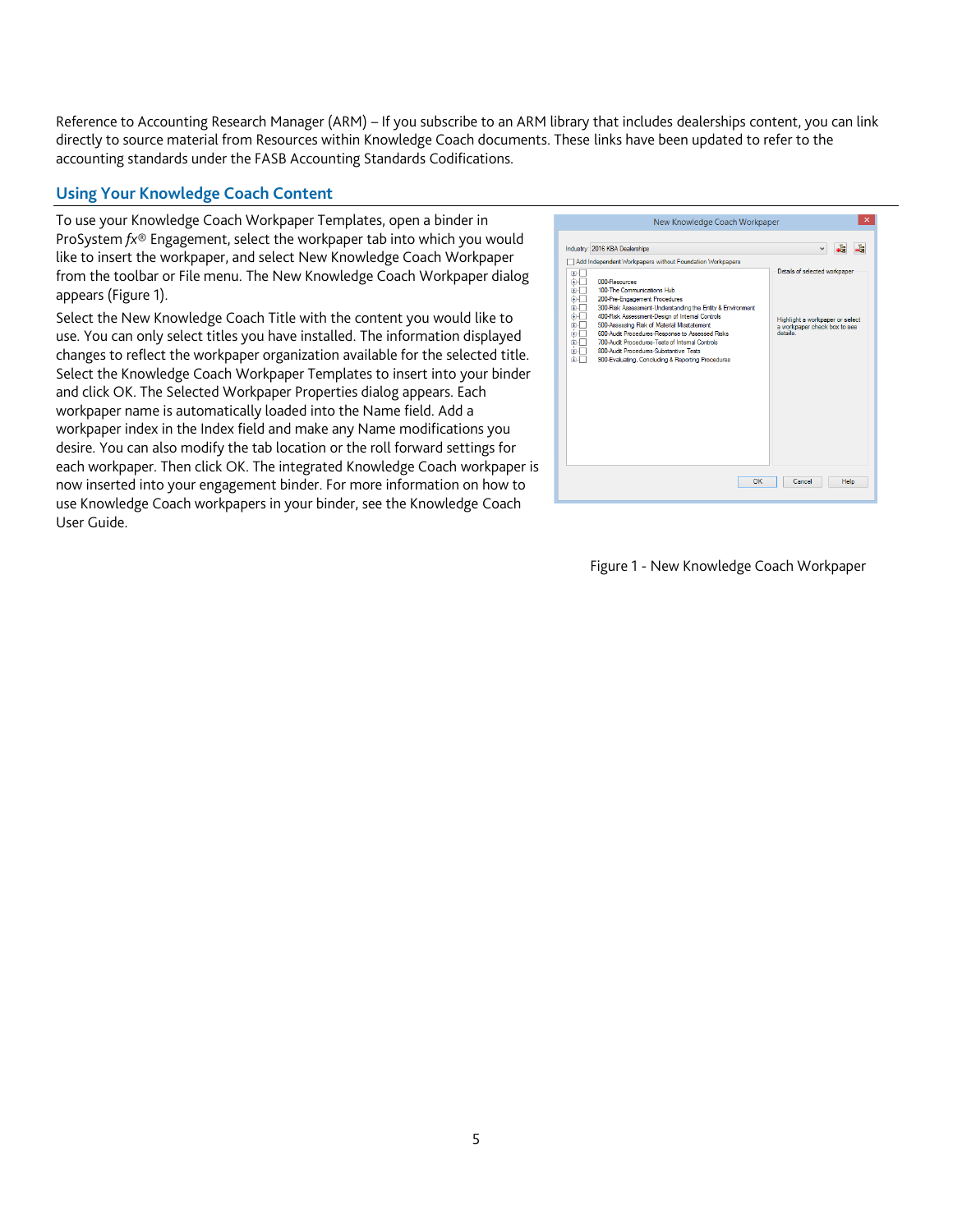Reference to Accounting Research Manager (ARM) – If you subscribe to an ARM library that includes dealerships content, you can link directly to source material from Resources within Knowledge Coach documents. These links have been updated to refer to the accounting standards under the FASB Accounting Standards Codifications.

## Using Your Knowledge Coach Content

To use your Knowledge Coach Workpaper Templates, open a binder in ProSystem *fx*® Engagement, select the workpaper tab into which you would like to insert the workpaper, and select New Knowledge Coach Workpaper from the toolbar or File menu. The New Knowledge Coach Workpaper dialog appears (Figure 1).

Select the New Knowledge Coach Title with the content you would like to use. You can only select titles you have installed. The information displayed changes to reflect the workpaper organization available for the selected title. Select the Knowledge Coach Workpaper Templates to insert into your binder and click OK. The Selected Workpaper Properties dialog appears. Each workpaper name is automatically loaded into the Name field. Add a workpaper index in the Index field and make any Name modifications you desire. You can also modify the tab location or the roll forward settings for each workpaper. Then click OK. The integrated Knowledge Coach workpaper is now inserted into your engagement binder. For more information on how to use Knowledge Coach workpapers in your binder, see the Knowledge Coach User Guide.

Figure 1 - New Knowledge Coach Workpaper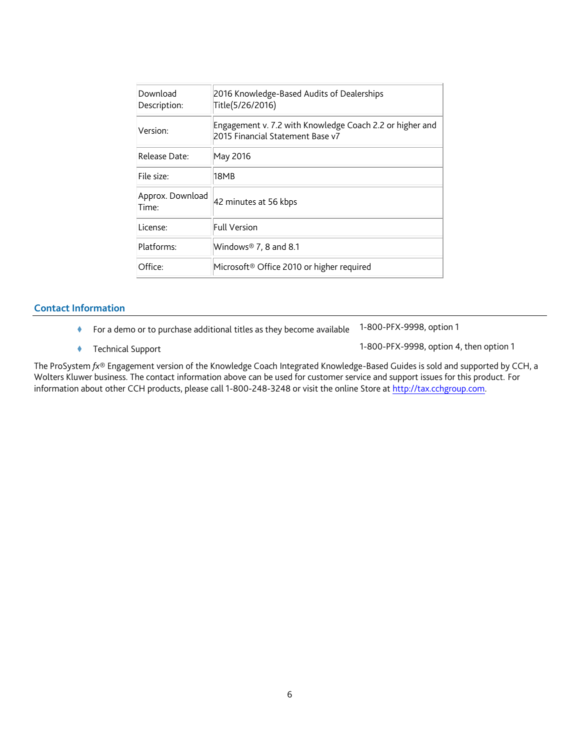| | |
|---|---|
| Download Description: | 2016 Knowledge-Based Audits of Dealerships Title(5/26/2016) |
| Version: | Engagement v. 7.2 with Knowledge Coach 2.2 or higher and 2015 Financial Statement Base v7 |
| Release Date: | May 2016 |
| File size: | 18MB |
| Approx. Download Time: | 42 minutes at 56 kbps |
| License: | Full Version |
| Platforms: | Windows® 7, 8 and 8.1 |
| Office: | Microsoft® Office 2010 or higher required |

## Contact Information

- For a demo or to purchase additional titles as they become available — 1-800-PFX-9998, option 1
- Technical Support — 1-800-PFX-9998, option 4, then option 1

The ProSystem *fx*® Engagement version of the Knowledge Coach Integrated Knowledge-Based Guides is sold and supported by CCH, a Wolters Kluwer business. The contact information above can be used for customer service and support issues for this product. For information about other CCH products, please call 1-800-248-3248 or visit the online Store at http://tax.cchgroup.com.